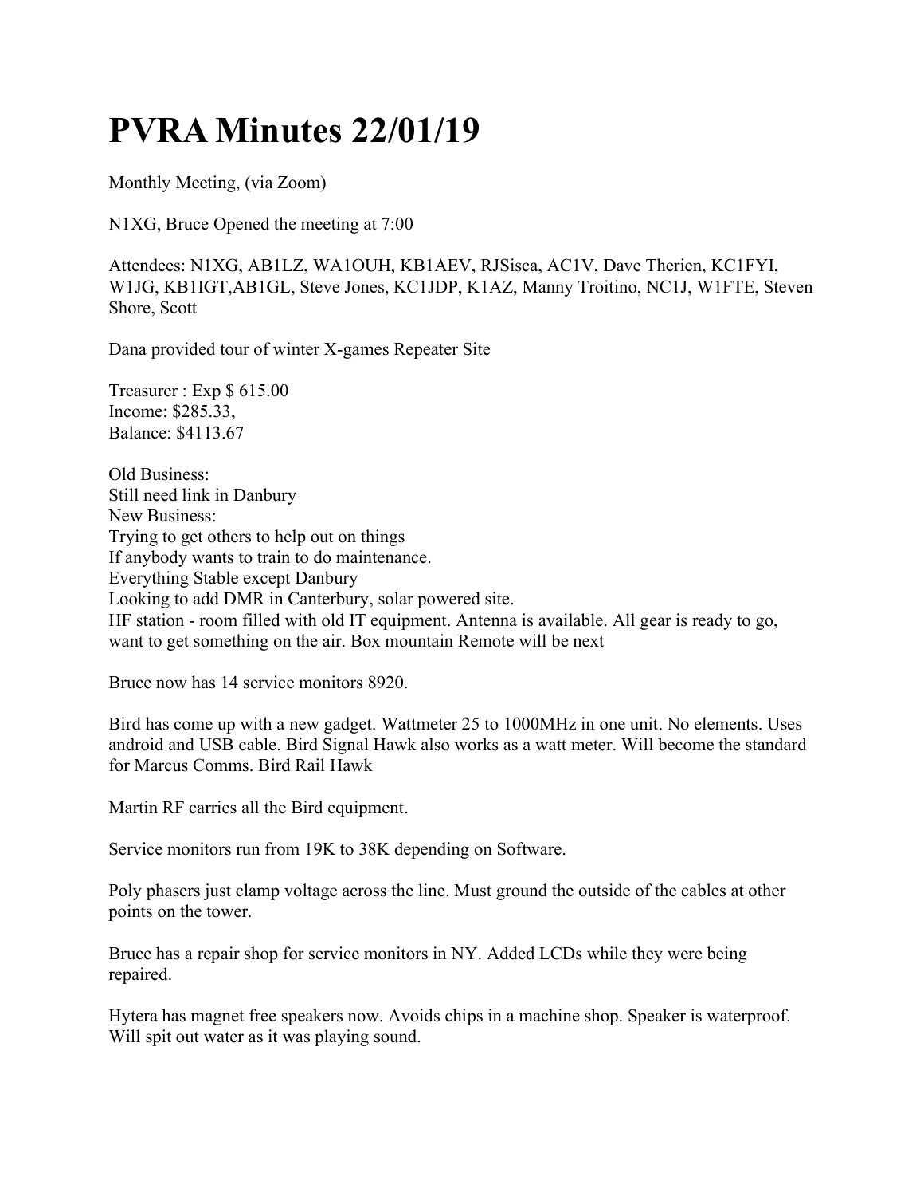# PVRA Minutes 22/01/19

Monthly Meeting, (via Zoom)

N1XG, Bruce Opened the meeting at 7:00

Attendees: N1XG, AB1LZ, WA1OUH, KB1AEV, RJSisca, AC1V, Dave Therien, KC1FYI, W1JG, KB1IGT,AB1GL, Steve Jones, KC1JDP, K1AZ, Manny Troitino, NC1J, W1FTE, Steven Shore, Scott

Dana provided tour of winter X-games Repeater Site

Treasurer : Exp $ 615.00
Income: $285.33,
Balance: $4113.67

Old Business:
Still need link in Danbury
New Business:
Trying to get others to help out on things
If anybody wants to train to do maintenance.
Everything Stable except Danbury
Looking to add DMR in Canterbury, solar powered site.
HF station - room filled with old IT equipment. Antenna is available. All gear is ready to go, want to get something on the air. Box mountain Remote will be next

Bruce now has 14 service monitors 8920.

Bird has come up with a new gadget. Wattmeter 25 to 1000MHz in one unit. No elements. Uses android and USB cable. Bird Signal Hawk also works as a watt meter. Will become the standard for Marcus Comms. Bird Rail Hawk

Martin RF carries all the Bird equipment.

Service monitors run from 19K to 38K depending on Software.

Poly phasers just clamp voltage across the line. Must ground the outside of the cables at other points on the tower.

Bruce has a repair shop for service monitors in NY. Added LCDs while they were being repaired.

Hytera has magnet free speakers now. Avoids chips in a machine shop. Speaker is waterproof. Will spit out water as it was playing sound.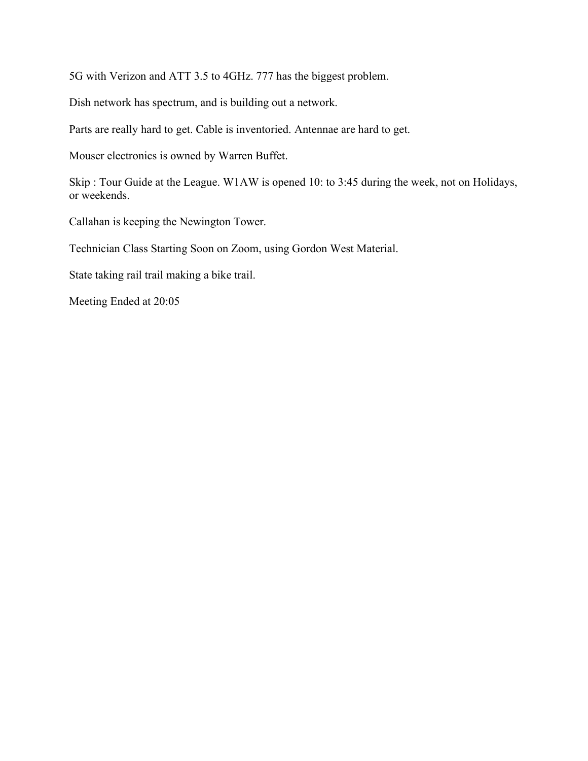5G with Verizon and ATT 3.5 to 4GHz. 777 has the biggest problem.

Dish network has spectrum, and is building out a network.

Parts are really hard to get. Cable is inventoried. Antennae are hard to get.

Mouser electronics is owned by Warren Buffet.

Skip : Tour Guide at the League. W1AW is opened 10: to 3:45 during the week, not on Holidays, or weekends.

Callahan is keeping the Newington Tower.

Technician Class Starting Soon on Zoom, using Gordon West Material.

State taking rail trail making a bike trail.

Meeting Ended at 20:05